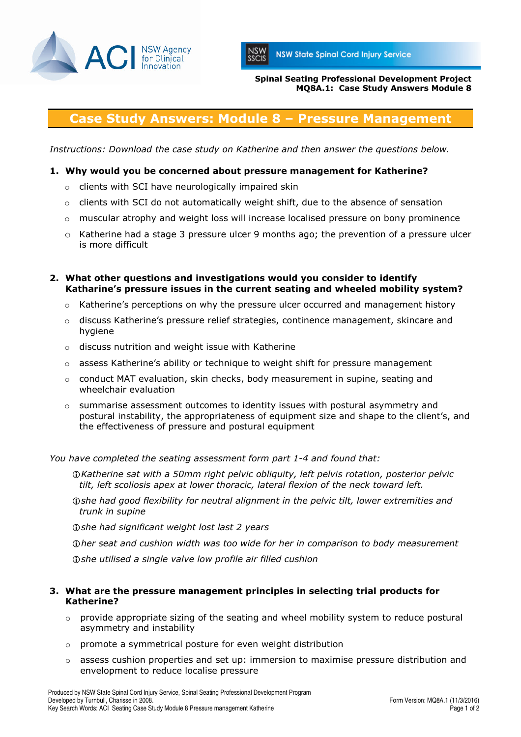**Spinal Seating Professional Development Project**
**MQ8A.1: Case Study Answers Module 8**

# Case Study Answers: Module 8 – Pressure Management

*Instructions: Download the case study on Katherine and then answer the questions below.*

1. **Why would you be concerned about pressure management for Katherine?**
   - clients with SCI have neurologically impaired skin
   - clients with SCI do not automatically weight shift, due to the absence of sensation
   - muscular atrophy and weight loss will increase localised pressure on bony prominence
   - Katherine had a stage 3 pressure ulcer 9 months ago; the prevention of a pressure ulcer is more difficult

2. **What other questions and investigations would you consider to identify Katharine's pressure issues in the current seating and wheeled mobility system?**
   - Katherine's perceptions on why the pressure ulcer occurred and management history
   - discuss Katherine's pressure relief strategies, continence management, skincare and hygiene
   - discuss nutrition and weight issue with Katherine
   - assess Katherine's ability or technique to weight shift for pressure management
   - conduct MAT evaluation, skin checks, body measurement in supine, seating and wheelchair evaluation
   - summarise assessment outcomes to identity issues with postural asymmetry and postural instability, the appropriateness of equipment size and shape to the client's, and the effectiveness of pressure and postural equipment

*You have completed the seating assessment form part 1-4 and found that:*

- *Katherine sat with a 50mm right pelvic obliquity, left pelvis rotation, posterior pelvic tilt, left scoliosis apex at lower thoracic, lateral flexion of the neck toward left.*
- *she had good flexibility for neutral alignment in the pelvic tilt, lower extremities and trunk in supine*
- *she had significant weight lost last 2 years*
- *her seat and cushion width was too wide for her in comparison to body measurement*
- *she utilised a single valve low profile air filled cushion*

3. **What are the pressure management principles in selecting trial products for Katherine?**
   - provide appropriate sizing of the seating and wheel mobility system to reduce postural asymmetry and instability
   - promote a symmetrical posture for even weight distribution
   - assess cushion properties and set up: immersion to maximise pressure distribution and envelopment to reduce localise pressure

Produced by NSW State Spinal Cord Injury Service, Spinal Seating Professional Development Program
Developed by Turnbull, Charisse in 2008.
Key Search Words: ACI Seating Case Study Module 8 Pressure management Katherine

Form Version: MQ8A.1 (11/3/2016)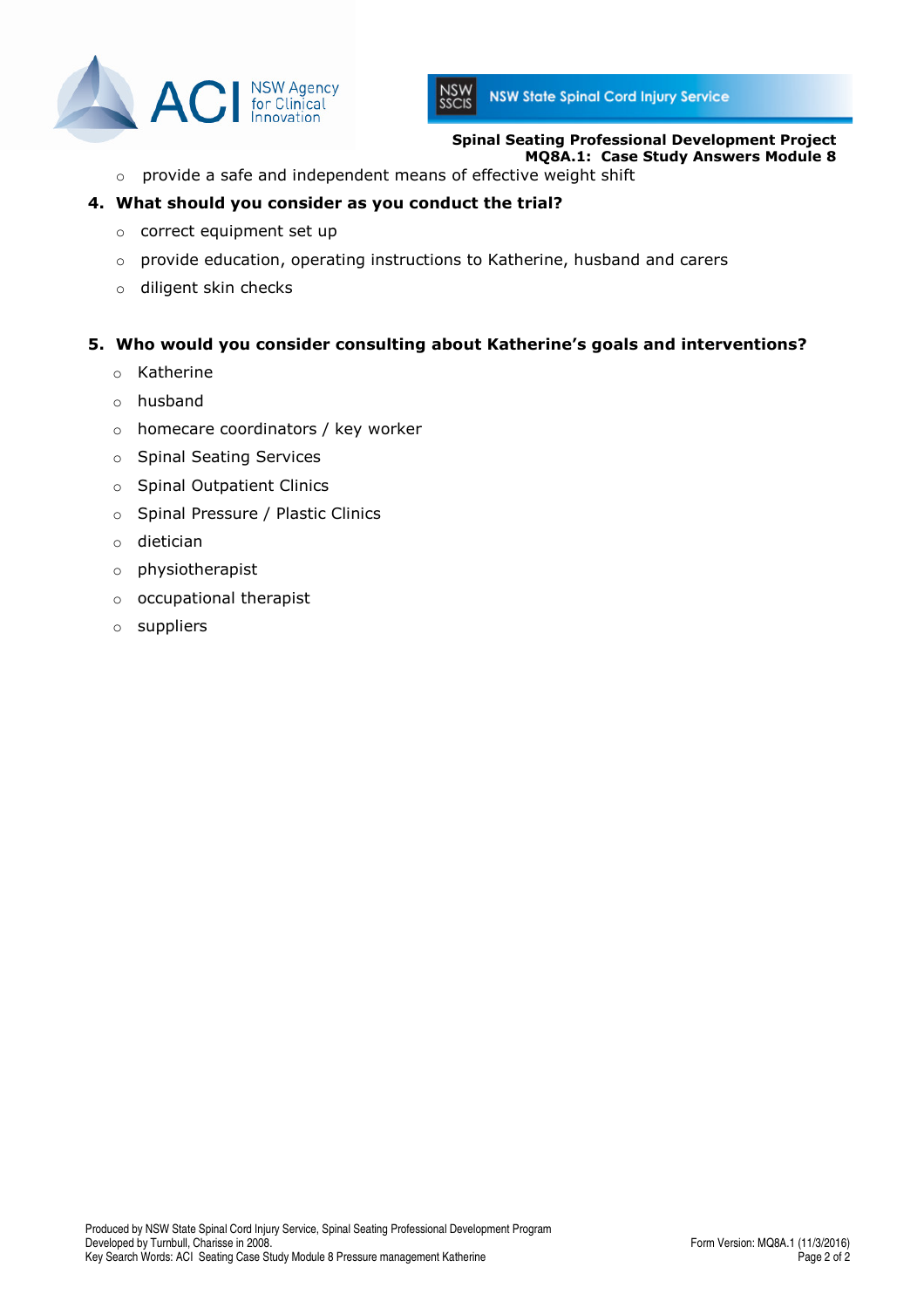- provide a safe and independent means of effective weight shift

**4. What should you consider as you conduct the trial?**

- correct equipment set up
- provide education, operating instructions to Katherine, husband and carers
- diligent skin checks

**5. Who would you consider consulting about Katherine's goals and interventions?**

- Katherine
- husband
- homecare coordinators / key worker
- Spinal Seating Services
- Spinal Outpatient Clinics
- Spinal Pressure / Plastic Clinics
- dietician
- physiotherapist
- occupational therapist
- suppliers